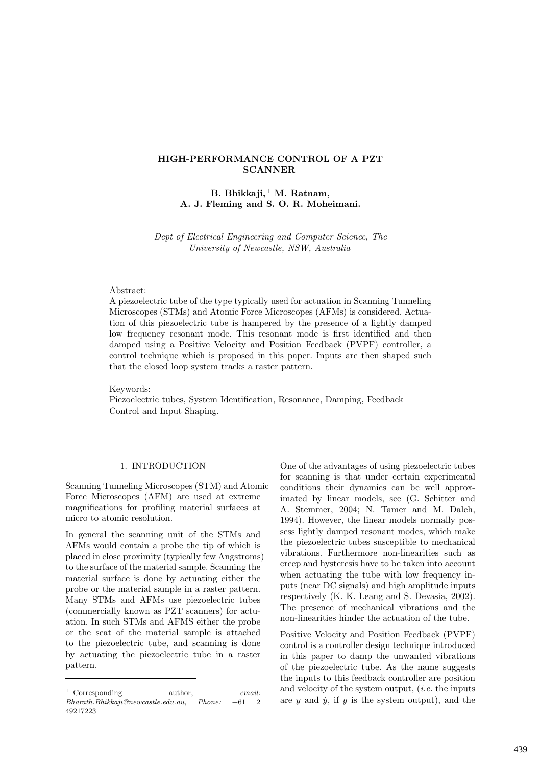# HIGH-PERFORMANCE CONTROL OF A PZT SCANNER

**B. Bhikkaji,** [1] **M. Ratnam, A. J. Fleming and S. O. R. Moheimani.**

*Dept of Electrical Engineering and Computer Science, The University of Newcastle, NSW, Australia*

Abstract:
A piezoelectric tube of the type typically used for actuation in Scanning Tunneling Microscopes (STMs) and Atomic Force Microscopes (AFMs) is considered. Actuation of this piezoelectric tube is hampered by the presence of a lightly damped low frequency resonant mode. This resonant mode is first identified and then damped using a Positive Velocity and Position Feedback (PVPF) controller, a control technique which is proposed in this paper. Inputs are then shaped such that the closed loop system tracks a raster pattern.

Keywords:
Piezoelectric tubes, System Identification, Resonance, Damping, Feedback Control and Input Shaping.

## 1. INTRODUCTION

Scanning Tunneling Microscopes (STM) and Atomic Force Microscopes (AFM) are used at extreme magnifications for profiling material surfaces at micro to atomic resolution.

In general the scanning unit of the STMs and AFMs would contain a probe the tip of which is placed in close proximity (typically few Angstroms) to the surface of the material sample. Scanning the material surface is done by actuating either the probe or the material sample in a raster pattern. Many STMs and AFMs use piezoelectric tubes (commercially known as PZT scanners) for actuation. In such STMs and AFMS either the probe or the seat of the material sample is attached to the piezoelectric tube, and scanning is done by actuating the piezoelectric tube in a raster pattern.

[1] Corresponding author, *email: Bharath.Bhikkaji@newcastle.edu.au*, *Phone:* +61 2 49217223

One of the advantages of using piezoelectric tubes for scanning is that under certain experimental conditions their dynamics can be well approximated by linear models, see (G. Schitter and A. Stemmer, 2004; N. Tamer and M. Daleh, 1994). However, the linear models normally possess lightly damped resonant modes, which make the piezoelectric tubes susceptible to mechanical vibrations. Furthermore non-linearities such as creep and hysteresis have to be taken into account when actuating the tube with low frequency inputs (near DC signals) and high amplitude inputs respectively (K. K. Leang and S. Devasia, 2002). The presence of mechanical vibrations and the non-linearities hinder the actuation of the tube.

Positive Velocity and Position Feedback (PVPF) control is a controller design technique introduced in this paper to damp the unwanted vibrations of the piezoelectric tube. As the name suggests the inputs to this feedback controller are position and velocity of the system output, (*i.e.* the inputs are $y$ and $\dot{y}$, if $y$ is the system output), and the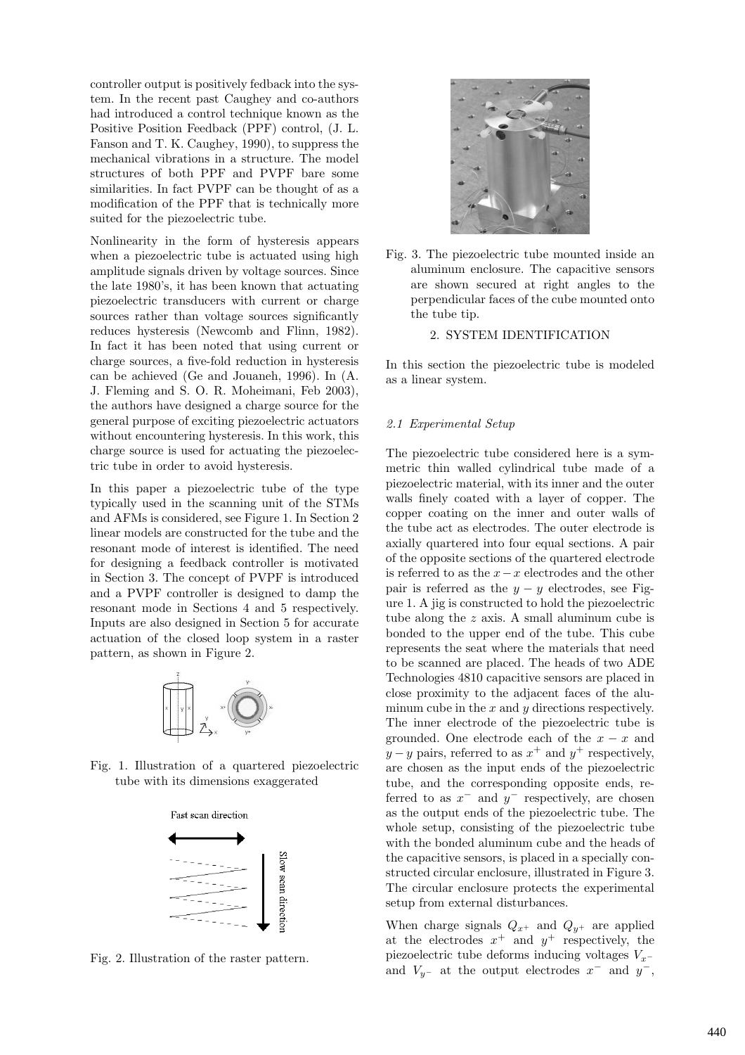controller output is positively fedback into the system. In the recent past Caughey and co-authors had introduced a control technique known as the Positive Position Feedback (PPF) control, (J. L. Fanson and T. K. Caughey, 1990), to suppress the mechanical vibrations in a structure. The model structures of both PPF and PVPF bare some similarities. In fact PVPF can be thought of as a modification of the PPF that is technically more suited for the piezoelectric tube.

Nonlinearity in the form of hysteresis appears when a piezoelectric tube is actuated using high amplitude signals driven by voltage sources. Since the late 1980's, it has been known that actuating piezoelectric transducers with current or charge sources rather than voltage sources significantly reduces hysteresis (Newcomb and Flinn, 1982). In fact it has been noted that using current or charge sources, a five-fold reduction in hysteresis can be achieved (Ge and Jouaneh, 1996). In (A. J. Fleming and S. O. R. Moheimani, Feb 2003), the authors have designed a charge source for the general purpose of exciting piezoelectric actuators without encountering hysteresis. In this work, this charge source is used for actuating the piezoelectric tube in order to avoid hysteresis.

In this paper a piezoelectric tube of the type typically used in the scanning unit of the STMs and AFMs is considered, see Figure 1. In Section 2 linear models are constructed for the tube and the resonant mode of interest is identified. The need for designing a feedback controller is motivated in Section 3. The concept of PVPF is introduced and a PVPF controller is designed to damp the resonant mode in Sections 4 and 5 respectively. Inputs are also designed in Section 5 for accurate actuation of the closed loop system in a raster pattern, as shown in Figure 2.

Fig. 1. Illustration of a quartered piezoelectric tube with its dimensions exaggerated

Fig. 2. Illustration of the raster pattern.

Fig. 3. The piezoelectric tube mounted inside an aluminum enclosure. The capacitive sensors are shown secured at right angles to the perpendicular faces of the cube mounted onto the tube tip.

## 2. SYSTEM IDENTIFICATION

In this section the piezoelectric tube is modeled as a linear system.

### *2.1 Experimental Setup*

The piezoelectric tube considered here is a symmetric thin walled cylindrical tube made of a piezoelectric material, with its inner and the outer walls finely coated with a layer of copper. The copper coating on the inner and outer walls of the tube act as electrodes. The outer electrode is axially quartered into four equal sections. A pair of the opposite sections of the quartered electrode is referred to as the $x-x$ electrodes and the other pair is referred as the $y-y$ electrodes, see Figure 1. A jig is constructed to hold the piezoelectric tube along the $z$ axis. A small aluminum cube is bonded to the upper end of the tube. This cube represents the seat where the materials that need to be scanned are placed. The heads of two ADE Technologies 4810 capacitive sensors are placed in close proximity to the adjacent faces of the aluminum cube in the $x$ and $y$ directions respectively. The inner electrode of the piezoelectric tube is grounded. One electrode each of the $x-x$ and $y-y$ pairs, referred to as $x^+$ and $y^+$ respectively, are chosen as the input ends of the piezoelectric tube, and the corresponding opposite ends, referred to as $x^-$ and $y^-$ respectively, are chosen as the output ends of the piezoelectric tube. The whole setup, consisting of the piezoelectric tube with the bonded aluminum cube and the heads of the capacitive sensors, is placed in a specially constructed circular enclosure, illustrated in Figure 3. The circular enclosure protects the experimental setup from external disturbances.

When charge signals $Q_{x^+}$ and $Q_{y^+}$ are applied at the electrodes $x^+$ and $y^+$ respectively, the piezoelectric tube deforms inducing voltages $V_{x^-}$ and $V_{y^-}$ at the output electrodes $x^-$ and $y^-$,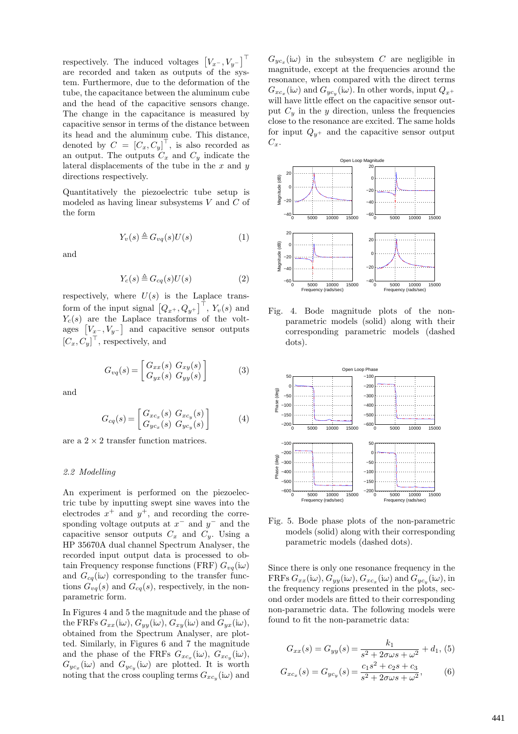respectively. The induced voltages $\left[V_{x^-}, V_{y^-}\right]^\top$ are recorded and taken as outputs of the system. Furthermore, due to the deformation of the tube, the capacitance between the aluminum cube and the head of the capacitive sensors change. The change in the capacitance is measured by capacitive sensor in terms of the distance between its head and the aluminum cube. This distance, denoted by $C = \left[C_x, C_y\right]^\top$, is also recorded as an output. The outputs $C_x$ and $C_y$ indicate the lateral displacements of the tube in the $x$ and $y$ directions respectively.

Quantitatively the piezoelectric tube setup is modeled as having linear subsystems $V$ and $C$ of the form

$$Y_v(s) \triangleq G_{vq}(s)U(s) \tag{1}$$

and

$$Y_c(s) \triangleq G_{cq}(s)U(s) \tag{2}$$

respectively, where $U(s)$ is the Laplace transform of the input signal $\left[Q_{x^+}, Q_{y^+}\right]^\top$, $Y_v(s)$ and $Y_c(s)$ are the Laplace transforms of the voltages $\left[V_{x^-}, V_{y^-}\right]$ and capacitive sensor outputs $\left[C_x, C_y\right]^\top$, respectively, and

$$G_{vq}(s) = \begin{bmatrix} G_{xx}(s) & G_{xy}(s) \\ G_{yx}(s) & G_{yy}(s) \end{bmatrix} \tag{3}$$

and

$$G_{cq}(s) = \begin{bmatrix} G_{xc_x}(s) & G_{xc_y}(s) \\ G_{yc_x}(s) & G_{yc_y}(s) \end{bmatrix} \tag{4}$$

are a $2 \times 2$ transfer function matrices.

### *2.2 Modelling*

An experiment is performed on the piezoelectric tube by inputting swept sine waves into the electrodes $x^+$ and $y^+$, and recording the corresponding voltage outputs at $x^-$ and $y^-$ and the capacitive sensor outputs $C_x$ and $C_y$. Using a HP 35670A dual channel Spectrum Analyser, the recorded input output data is processed to obtain Frequency response functions (FRF) $G_{vq}(\mathrm{i}\omega)$ and $G_{cq}(\mathrm{i}\omega)$ corresponding to the transfer functions $G_{vq}(s)$ and $G_{cq}(s)$, respectively, in the non-parametric form.

In Figures 4 and 5 the magnitude and the phase of the FRFs $G_{xx}(\mathrm{i}\omega)$, $G_{yy}(\mathrm{i}\omega)$, $G_{xy}(\mathrm{i}\omega)$ and $G_{yx}(\mathrm{i}\omega)$, obtained from the Spectrum Analyser, are plotted. Similarly, in Figures 6 and 7 the magnitude and the phase of the FRFs $G_{xc_x}(\mathrm{i}\omega)$, $G_{xc_y}(\mathrm{i}\omega)$, $G_{yc_x}(\mathrm{i}\omega)$ and $G_{yc_y}(\mathrm{i}\omega)$ are plotted. It is worth noting that the cross coupling terms $G_{xc_y}(\mathrm{i}\omega)$ and $G_{yc_x}(\mathrm{i}\omega)$ in the subsystem $C$ are negligible in magnitude, except at the frequencies around the resonance, when compared with the direct terms $G_{xc_x}(\mathrm{i}\omega)$ and $G_{yc_y}(\mathrm{i}\omega)$. In other words, input $Q_{x^+}$ will have little effect on the capacitive sensor output $C_y$ in the $y$ direction, unless the frequencies close to the resonance are excited. The same holds for input $Q_{y^+}$ and the capacitive sensor output $C_x$.

Fig. 4. Bode magnitude plots of the non-parametric models (solid) along with their corresponding parametric models (dashed dots).

Fig. 5. Bode phase plots of the non-parametric models (solid) along with their corresponding parametric models (dashed dots).

Since there is only one resonance frequency in the FRFs $G_{xx}(\mathrm{i}\omega)$, $G_{yy}(\mathrm{i}\omega)$, $G_{xc_x}(\mathrm{i}\omega)$ and $G_{yc_y}(\mathrm{i}\omega)$, in the frequency regions presented in the plots, second order models are fitted to their corresponding non-parametric data. The following models were found to fit the non-parametric data:

$$G_{xx}(s) = G_{yy}(s) = \frac{k_1}{s^2 + 2\sigma\omega s + \omega^2} + d_1, \tag{5}$$

$$G_{xc_x}(s) = G_{yc_y}(s) = \frac{c_1 s^2 + c_2 s + c_3}{s^2 + 2\sigma\omega s + \omega^2}, \tag{6}$$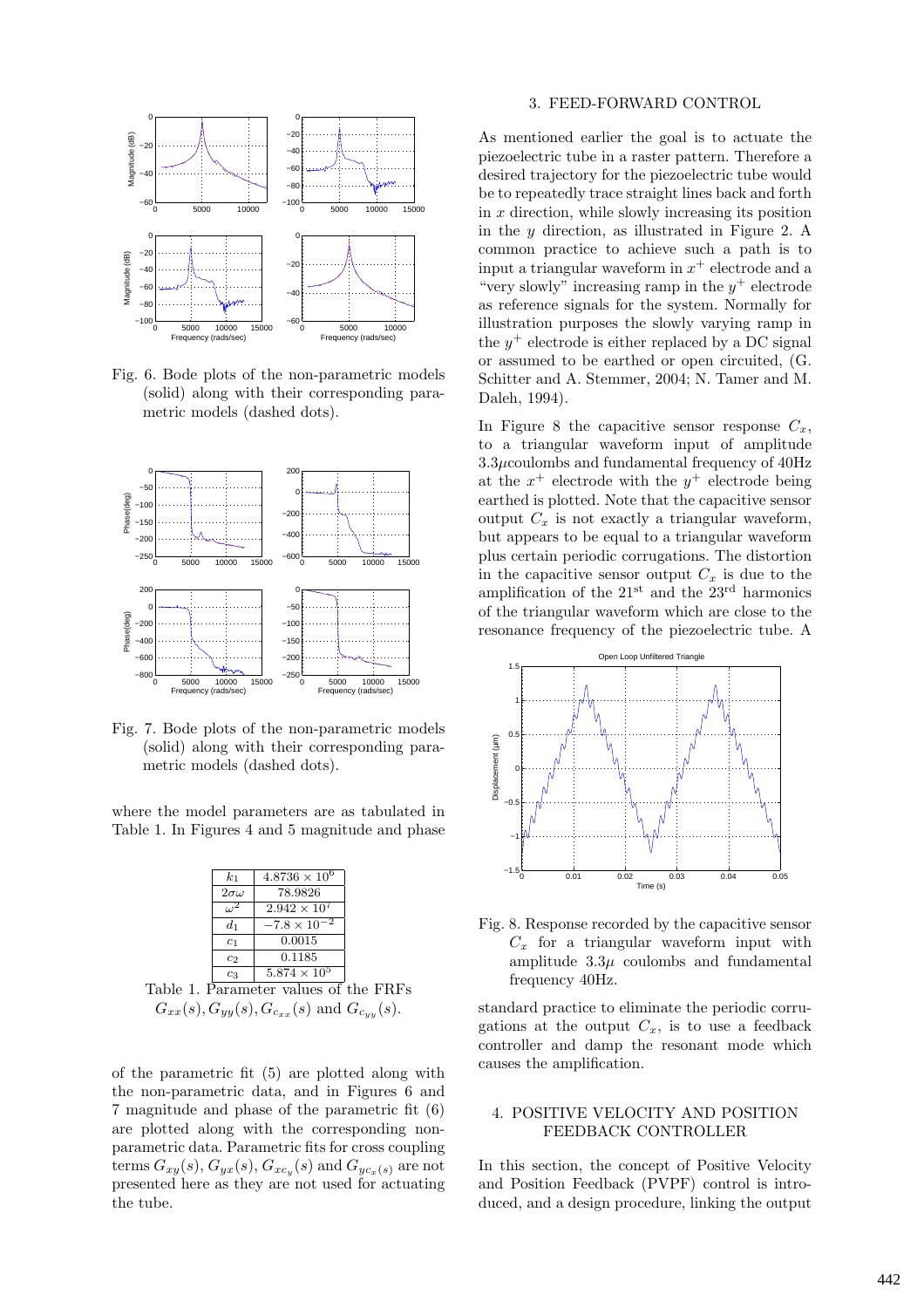Fig. 6. Bode plots of the non-parametric models (solid) along with their corresponding parametric models (dashed dots).

Fig. 7. Bode plots of the non-parametric models (solid) along with their corresponding parametric models (dashed dots).

where the model parameters are as tabulated in Table 1. In Figures 4 and 5 magnitude and phase

| $k_1$ | $4.8736 \times 10^6$ |
|---|---|
| $2\sigma\omega$ | 78.9826 |
| $\omega^2$ | $2.942 \times 10^7$ |
| $d_1$ | $-7.8 \times 10^{-2}$ |
| $c_1$ | 0.0015 |
| $c_2$ | 0.1185 |
| $c_3$ | $5.874 \times 10^5$ |

Table 1. Parameter values of the FRFs $G_{xx}(s), G_{yy}(s), G_{c_{xx}}(s)$ and $G_{c_{yy}}(s)$.

of the parametric fit (5) are plotted along with the non-parametric data, and in Figures 6 and 7 magnitude and phase of the parametric fit (6) are plotted along with the corresponding non-parametric data. Parametric fits for cross coupling terms $G_{xy}(s)$, $G_{yx}(s)$, $G_{xc_y}(s)$ and $G_{yc_x(s)}$ are not presented here as they are not used for actuating the tube.

## 3. FEED-FORWARD CONTROL

As mentioned earlier the goal is to actuate the piezoelectric tube in a raster pattern. Therefore a desired trajectory for the piezoelectric tube would be to repeatedly trace straight lines back and forth in $x$ direction, while slowly increasing its position in the $y$ direction, as illustrated in Figure 2. A common practice to achieve such a path is to input a triangular waveform in $x^+$ electrode and a "very slowly" increasing ramp in the $y^+$ electrode as reference signals for the system. Normally for illustration purposes the slowly varying ramp in the $y^+$ electrode is either replaced by a DC signal or assumed to be earthed or open circuited, (G. Schitter and A. Stemmer, 2004; N. Tamer and M. Daleh, 1994).

In Figure 8 the capacitive sensor response $C_x$, to a triangular waveform input of amplitude $3.3\mu$coulombs and fundamental frequency of 40Hz at the $x^+$ electrode with the $y^+$ electrode being earthed is plotted. Note that the capacitive sensor output $C_x$ is not exactly a triangular waveform, but appears to be equal to a triangular waveform plus certain periodic corrugations. The distortion in the capacitive sensor output $C_x$ is due to the amplification of the $21^{\text{st}}$ and the $23^{\text{rd}}$ harmonics of the triangular waveform which are close to the resonance frequency of the piezoelectric tube. A standard practice to eliminate the periodic corrugations at the output $C_x$, is to use a feedback controller and damp the resonant mode which causes the amplification.

Fig. 8. Response recorded by the capacitive sensor $C_x$ for a triangular waveform input with amplitude $3.3\mu$ coulombs and fundamental frequency 40Hz.

## 4. POSITIVE VELOCITY AND POSITION FEEDBACK CONTROLLER

In this section, the concept of Positive Velocity and Position Feedback (PVPF) control is introduced, and a design procedure, linking the output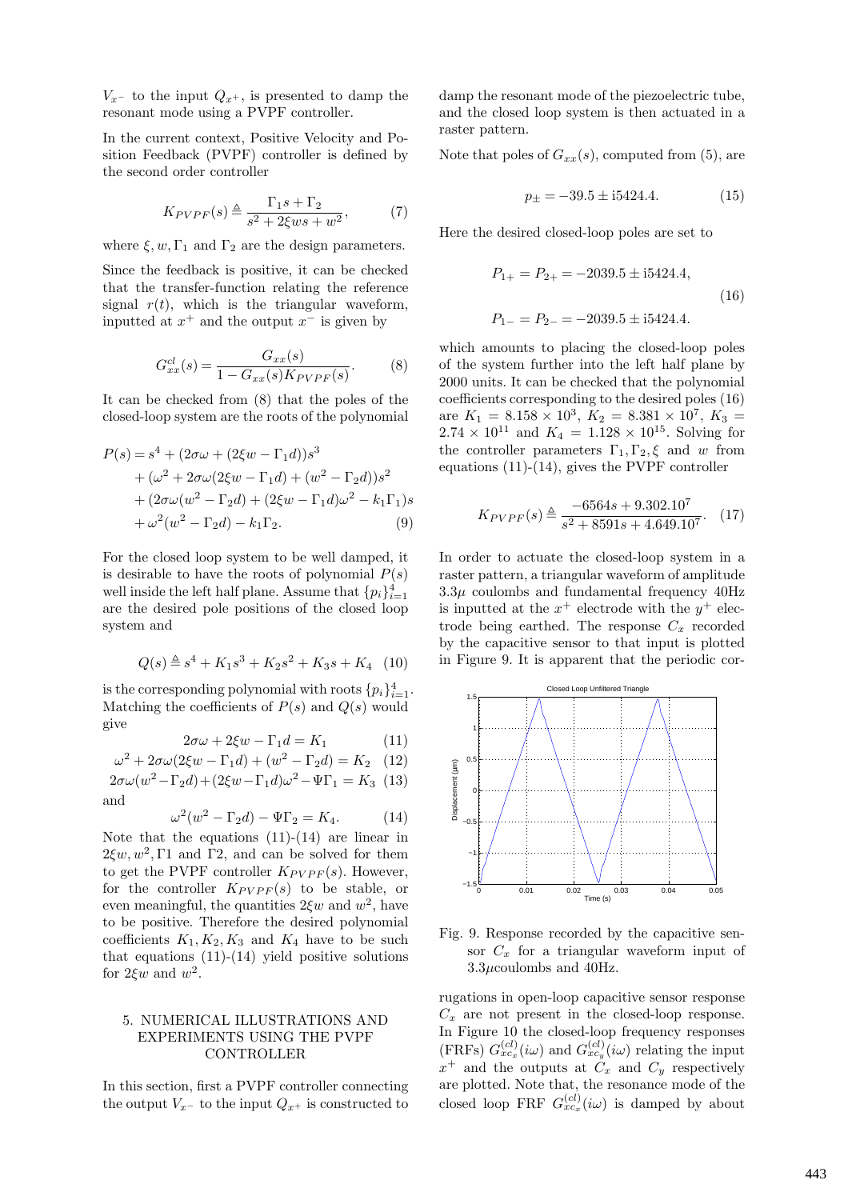$V_{x^-}$ to the input $Q_{x^+}$, is presented to damp the resonant mode using a PVPF controller.

In the current context, Positive Velocity and Position Feedback (PVPF) controller is defined by the second order controller

$$K_{PVPF}(s) \triangleq \frac{\Gamma_1 s + \Gamma_2}{s^2 + 2\xi ws + w^2}, \quad (7)$$

where $\xi, w, \Gamma_1$ and $\Gamma_2$ are the design parameters.

Since the feedback is positive, it can be checked that the transfer-function relating the reference signal $r(t)$, which is the triangular waveform, inputted at $x^+$ and the output $x^-$ is given by

$$G^{cl}_{xx}(s) = \frac{G_{xx}(s)}{1 - G_{xx}(s)K_{PVPF}(s)}. \quad (8)$$

It can be checked from (8) that the poles of the closed-loop system are the roots of the polynomial

$$\begin{aligned}
P(s) = & s^4 + (2\sigma\omega + (2\xi w - \Gamma_1 d))s^3 \\
& + (\omega^2 + 2\sigma\omega(2\xi w - \Gamma_1 d) + (w^2 - \Gamma_2 d))s^2 \\
& + (2\sigma\omega(w^2 - \Gamma_2 d) + (2\xi w - \Gamma_1 d)\omega^2 - k_1\Gamma_1)s \\
& + \omega^2(w^2 - \Gamma_2 d) - k_1\Gamma_2. \quad (9)
\end{aligned}$$

For the closed loop system to be well damped, it is desirable to have the roots of polynomial $P(s)$ well inside the left half plane. Assume that $\{p_i\}_{i=1}^4$ are the desired pole positions of the closed loop system and

$$Q(s) \triangleq s^4 + K_1 s^3 + K_2 s^2 + K_3 s + K_4 \quad (10)$$

is the corresponding polynomial with roots $\{p_i\}_{i=1}^4$. Matching the coefficients of $P(s)$ and $Q(s)$ would give

$$2\sigma\omega + 2\xi w - \Gamma_1 d = K_1 \quad (11)$$

$$\omega^2 + 2\sigma\omega(2\xi w - \Gamma_1 d) + (w^2 - \Gamma_2 d) = K_2 \quad (12)$$

$$2\sigma\omega(w^2 - \Gamma_2 d) + (2\xi w - \Gamma_1 d)\omega^2 - \Psi\Gamma_1 = K_3 \quad (13)$$

and

$$\omega^2(w^2 - \Gamma_2 d) - \Psi\Gamma_2 = K_4. \quad (14)$$

Note that the equations (11)-(14) are linear in $2\xi w, w^2, \Gamma 1$ and $\Gamma 2$, and can be solved for them to get the PVPF controller $K_{PVPF}(s)$. However, for the controller $K_{PVPF}(s)$ to be stable, or even meaningful, the quantities $2\xi w$ and $w^2$, have to be positive. Therefore the desired polynomial coefficients $K_1, K_2, K_3$ and $K_4$ have to be such that equations (11)-(14) yield positive solutions for $2\xi w$ and $w^2$.

## 5. NUMERICAL ILLUSTRATIONS AND EXPERIMENTS USING THE PVPF CONTROLLER

In this section, first a PVPF controller connecting the output $V_{x^-}$ to the input $Q_{x^+}$ is constructed to damp the resonant mode of the piezoelectric tube, and the closed loop system is then actuated in a raster pattern.

Note that poles of $G_{xx}(s)$, computed from (5), are

$$p_\pm = -39.5 \pm i5424.4. \quad (15)$$

Here the desired closed-loop poles are set to

$$\begin{aligned}
P_{1+} = P_{2+} &= -2039.5 \pm i5424.4, \\
P_{1-} = P_{2-} &= -2039.5 \pm i5424.4.
\end{aligned} \quad (16)$$

which amounts to placing the closed-loop poles of the system further into the left half plane by 2000 units. It can be checked that the polynomial coefficients corresponding to the desired poles (16) are $K_1 = 8.158 \times 10^3$, $K_2 = 8.381 \times 10^7$, $K_3 = 2.74 \times 10^{11}$ and $K_4 = 1.128 \times 10^{15}$. Solving for the controller parameters $\Gamma_1, \Gamma_2, \xi$ and $w$ from equations (11)-(14), gives the PVPF controller

$$K_{PVPF}(s) \triangleq \frac{-6564s + 9.302.10^7}{s^2 + 8591s + 4.649.10^7}. \quad (17)$$

In order to actuate the closed-loop system in a raster pattern, a triangular waveform of amplitude $3.3\mu$ coulombs and fundamental frequency 40Hz is inputted at the $x^+$ electrode with the $y^+$ electrode being earthed. The response $C_x$ recorded by the capacitive sensor to that input is plotted in Figure 9. It is apparent that the periodic corrugations in open-loop capacitive sensor response $C_x$ are not present in the closed-loop response. In Figure 10 the closed-loop frequency responses (FRFs) $G^{(cl)}_{xc_x}(i\omega)$ and $G^{(cl)}_{xc_y}(i\omega)$ relating the input $x^+$ and the outputs at $C_x$ and $C_y$ respectively are plotted. Note that, the resonance mode of the closed loop FRF $G^{(cl)}_{xc_x}(i\omega)$ is damped by about

Fig. 9. Response recorded by the capacitive sensor $C_x$ for a triangular waveform input of $3.3\mu$coulombs and 40Hz.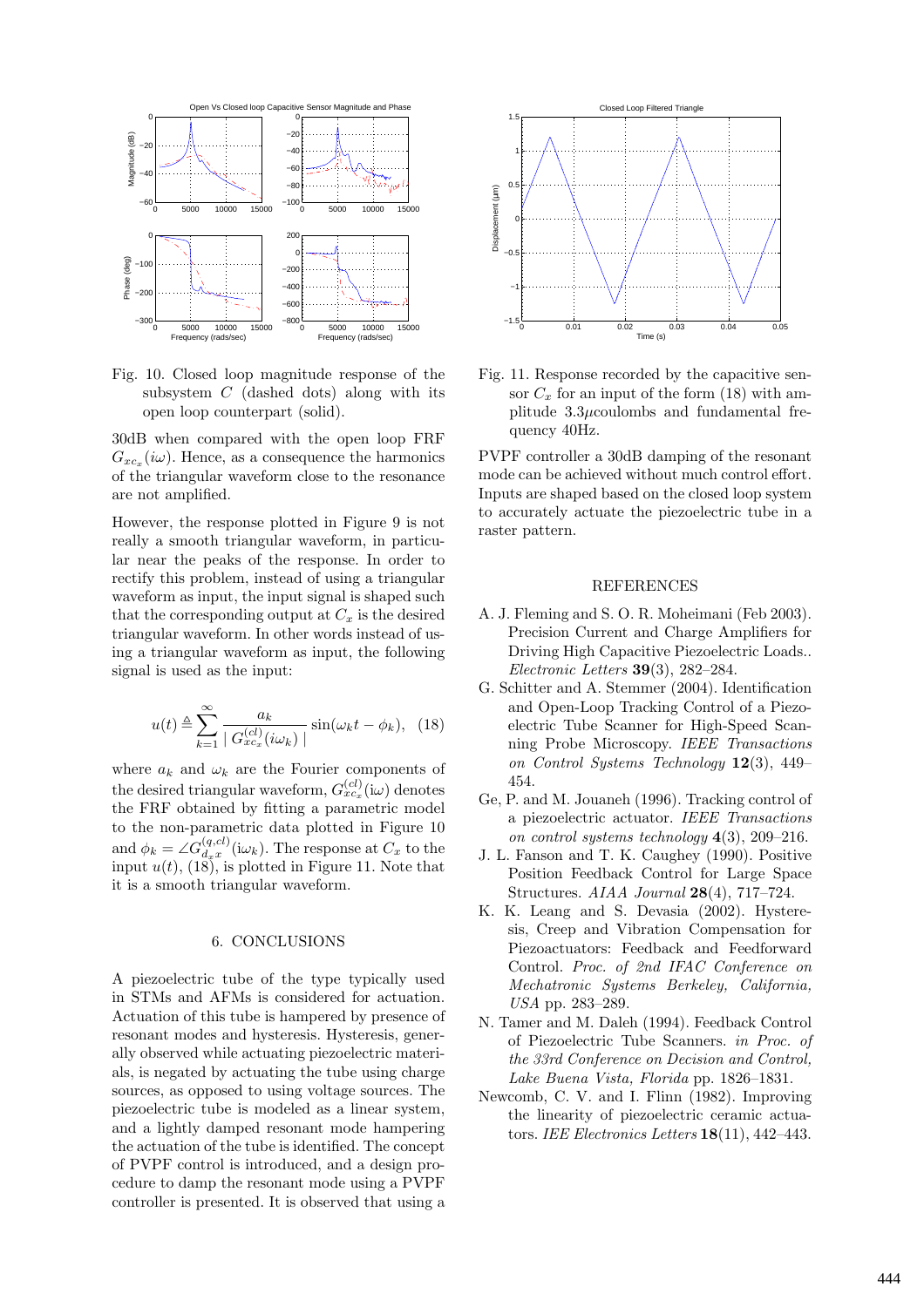Open Vs Closed loop Capacitive Sensor Magnitude and Phase

Magnitude (dB)

0
−20
−40
−60
0 5000 10000 15000

0
−20
−40
−60
−80
−100
0 5000 10000 15000

Phase (deg)

0
−100
−200
−300
0 5000 10000 15000
Frequency (rads/sec)

200
0
−200
−400
−600
−800
0 5000 10000 15000
Frequency (rads/sec)

Fig. 10. Closed loop magnitude response of the subsystem $C$ (dashed dots) along with its open loop counterpart (solid).

Closed Loop Filtered Triangle

Displacement (μm)

1.5
1
0.5
0
−0.5
−1
−1.5
0 0.01 0.02 0.03 0.04 0.05
Time (s)

Fig. 11. Response recorded by the capacitive sensor $C_x$ for an input of the form (18) with amplitude 3.3$\mu$coulombs and fundamental frequency 40Hz.

30dB when compared with the open loop FRF $G_{xc_x}(i\omega)$. Hence, as a consequence the harmonics of the triangular waveform close to the resonance are not amplified.

However, the response plotted in Figure 9 is not really a smooth triangular waveform, in particular near the peaks of the response. In order to rectify this problem, instead of using a triangular waveform as input, the input signal is shaped such that the corresponding output at $C_x$ is the desired triangular waveform. In other words instead of using a triangular waveform as input, the following signal is used as the input:

$$u(t) \triangleq \sum_{k=1}^{\infty} \frac{a_k}{\mid G_{xc_x}^{(cl)}(i\omega_k) \mid} \sin(\omega_k t - \phi_k), \quad (18)$$

where $a_k$ and $\omega_k$ are the Fourier components of the desired triangular waveform, $G_{xc_x}^{(cl)}(\mathrm{i}\omega)$ denotes the FRF obtained by fitting a parametric model to the non-parametric data plotted in Figure 10 and $\phi_k = \angle G_{d_x x}^{(q,cl)}(\mathrm{i}\omega_k)$. The response at $C_x$ to the input $u(t)$, (18), is plotted in Figure 11. Note that it is a smooth triangular waveform.

## 6. CONCLUSIONS

A piezoelectric tube of the type typically used in STMs and AFMs is considered for actuation. Actuation of this tube is hampered by presence of resonant modes and hysteresis. Hysteresis, generally observed while actuating piezoelectric materials, is negated by actuating the tube using charge sources, as opposed to using voltage sources. The piezoelectric tube is modeled as a linear system, and a lightly damped resonant mode hampering the actuation of the tube is identified. The concept of PVPF control is introduced, and a design procedure to damp the resonant mode using a PVPF controller is presented. It is observed that using a PVPF controller a 30dB damping of the resonant mode can be achieved without much control effort. Inputs are shaped based on the closed loop system to accurately actuate the piezoelectric tube in a raster pattern.

## REFERENCES

A. J. Fleming and S. O. R. Moheimani (Feb 2003). Precision Current and Charge Amplifiers for Driving High Capacitive Piezoelectric Loads.. *Electronic Letters* **39**(3), 282–284.

G. Schitter and A. Stemmer (2004). Identification and Open-Loop Tracking Control of a Piezoelectric Tube Scanner for High-Speed Scanning Probe Microscopy. *IEEE Transactions on Control Systems Technology* **12**(3), 449–454.

Ge, P. and M. Jouaneh (1996). Tracking control of a piezoelectric actuator. *IEEE Transactions on control systems technology* **4**(3), 209–216.

J. L. Fanson and T. K. Caughey (1990). Positive Position Feedback Control for Large Space Structures. *AIAA Journal* **28**(4), 717–724.

K. K. Leang and S. Devasia (2002). Hysteresis, Creep and Vibration Compensation for Piezoactuators: Feedback and Feedforward Control. *Proc. of 2nd IFAC Conference on Mechatronic Systems Berkeley, California, USA* pp. 283–289.

N. Tamer and M. Daleh (1994). Feedback Control of Piezoelectric Tube Scanners. *in Proc. of the 33rd Conference on Decision and Control, Lake Buena Vista, Florida* pp. 1826–1831.

Newcomb, C. V. and I. Flinn (1982). Improving the linearity of piezoelectric ceramic actuators. *IEE Electronics Letters* **18**(11), 442–443.